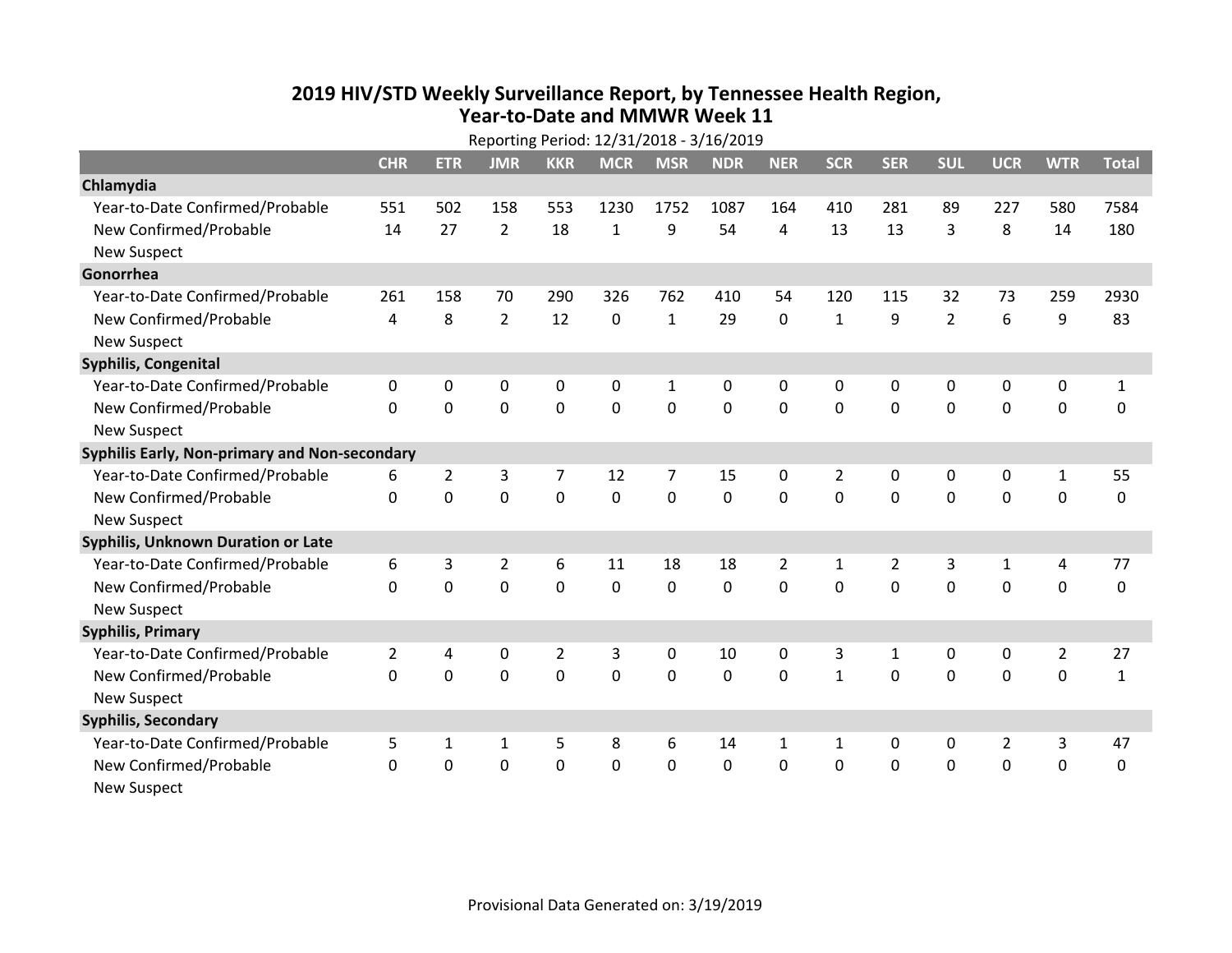# 2019 HIV/STD Weekly Surveillance Report, by Tennessee Health Region, Year-to-Date and MMWR Week 11

Reporting Period: 12/31/2018 - 3/16/2019

| | CHR | ETR | JMR | KKR | MCR | MSR | NDR | NER | SCR | SER | SUL | UCR | WTR | Total |
|---|---|---|---|---|---|---|---|---|---|---|---|---|---|---|
| **Chlamydia** | | | | | | | | | | | | | | |
| Year-to-Date Confirmed/Probable | 551 | 502 | 158 | 553 | 1230 | 1752 | 1087 | 164 | 410 | 281 | 89 | 227 | 580 | 7584 |
| New Confirmed/Probable | 14 | 27 | 2 | 18 | 1 | 9 | 54 | 4 | 13 | 13 | 3 | 8 | 14 | 180 |
| New Suspect | | | | | | | | | | | | | | |
| **Gonorrhea** | | | | | | | | | | | | | | |
| Year-to-Date Confirmed/Probable | 261 | 158 | 70 | 290 | 326 | 762 | 410 | 54 | 120 | 115 | 32 | 73 | 259 | 2930 |
| New Confirmed/Probable | 4 | 8 | 2 | 12 | 0 | 1 | 29 | 0 | 1 | 9 | 2 | 6 | 9 | 83 |
| New Suspect | | | | | | | | | | | | | | |
| **Syphilis, Congenital** | | | | | | | | | | | | | | |
| Year-to-Date Confirmed/Probable | 0 | 0 | 0 | 0 | 0 | 1 | 0 | 0 | 0 | 0 | 0 | 0 | 0 | 1 |
| New Confirmed/Probable | 0 | 0 | 0 | 0 | 0 | 0 | 0 | 0 | 0 | 0 | 0 | 0 | 0 | 0 |
| New Suspect | | | | | | | | | | | | | | |
| **Syphilis Early, Non-primary and Non-secondary** | | | | | | | | | | | | | | |
| Year-to-Date Confirmed/Probable | 6 | 2 | 3 | 7 | 12 | 7 | 15 | 0 | 2 | 0 | 0 | 0 | 1 | 55 |
| New Confirmed/Probable | 0 | 0 | 0 | 0 | 0 | 0 | 0 | 0 | 0 | 0 | 0 | 0 | 0 | 0 |
| New Suspect | | | | | | | | | | | | | | |
| **Syphilis, Unknown Duration or Late** | | | | | | | | | | | | | | |
| Year-to-Date Confirmed/Probable | 6 | 3 | 2 | 6 | 11 | 18 | 18 | 2 | 1 | 2 | 3 | 1 | 4 | 77 |
| New Confirmed/Probable | 0 | 0 | 0 | 0 | 0 | 0 | 0 | 0 | 0 | 0 | 0 | 0 | 0 | 0 |
| New Suspect | | | | | | | | | | | | | | |
| **Syphilis, Primary** | | | | | | | | | | | | | | |
| Year-to-Date Confirmed/Probable | 2 | 4 | 0 | 2 | 3 | 0 | 10 | 0 | 3 | 1 | 0 | 0 | 2 | 27 |
| New Confirmed/Probable | 0 | 0 | 0 | 0 | 0 | 0 | 0 | 0 | 1 | 0 | 0 | 0 | 0 | 1 |
| New Suspect | | | | | | | | | | | | | | |
| **Syphilis, Secondary** | | | | | | | | | | | | | | |
| Year-to-Date Confirmed/Probable | 5 | 1 | 1 | 5 | 8 | 6 | 14 | 1 | 1 | 0 | 0 | 2 | 3 | 47 |
| New Confirmed/Probable | 0 | 0 | 0 | 0 | 0 | 0 | 0 | 0 | 0 | 0 | 0 | 0 | 0 | 0 |
| New Suspect | | | | | | | | | | | | | | |

Provisional Data Generated on: 3/19/2019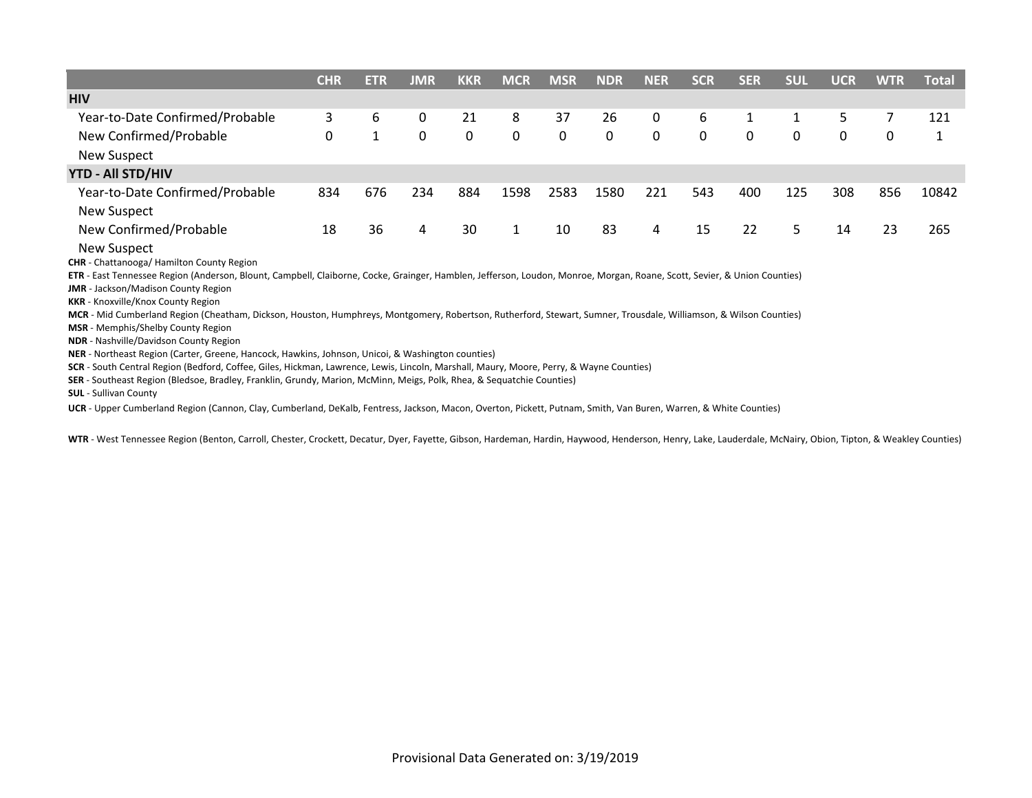| | CHR | ETR | JMR | KKR | MCR | MSR | NDR | NER | SCR | SER | SUL | UCR | WTR | Total |
|---|---|---|---|---|---|---|---|---|---|---|---|---|---|---|
| **HIV** | | | | | | | | | | | | | | |
| Year-to-Date Confirmed/Probable | 3 | 6 | 0 | 21 | 8 | 37 | 26 | 0 | 6 | 1 | 1 | 5 | 7 | 121 |
| New Confirmed/Probable | 0 | 1 | 0 | 0 | 0 | 0 | 0 | 0 | 0 | 0 | 0 | 0 | 0 | 1 |
| New Suspect | | | | | | | | | | | | | | |
| **YTD - All STD/HIV** | | | | | | | | | | | | | | |
| Year-to-Date Confirmed/Probable | 834 | 676 | 234 | 884 | 1598 | 2583 | 1580 | 221 | 543 | 400 | 125 | 308 | 856 | 10842 |
| New Suspect | | | | | | | | | | | | | | |
| New Confirmed/Probable | 18 | 36 | 4 | 30 | 1 | 10 | 83 | 4 | 15 | 22 | 5 | 14 | 23 | 265 |
| New Suspect | | | | | | | | | | | | | | |

**CHR** - Chattanooga/ Hamilton County Region

**ETR** - East Tennessee Region (Anderson, Blount, Campbell, Claiborne, Cocke, Grainger, Hamblen, Jefferson, Loudon, Monroe, Morgan, Roane, Scott, Sevier, & Union Counties)

**JMR** - Jackson/Madison County Region

**KKR** - Knoxville/Knox County Region

**MCR** - Mid Cumberland Region (Cheatham, Dickson, Houston, Humphreys, Montgomery, Robertson, Rutherford, Stewart, Sumner, Trousdale, Williamson, & Wilson Counties)

**MSR** - Memphis/Shelby County Region

**NDR** - Nashville/Davidson County Region

**NER** - Northeast Region (Carter, Greene, Hancock, Hawkins, Johnson, Unicoi, & Washington counties)

**SCR** - South Central Region (Bedford, Coffee, Giles, Hickman, Lawrence, Lewis, Lincoln, Marshall, Maury, Moore, Perry, & Wayne Counties)

**SER** - Southeast Region (Bledsoe, Bradley, Franklin, Grundy, Marion, McMinn, Meigs, Polk, Rhea, & Sequatchie Counties)

**SUL** - Sullivan County

**UCR** - Upper Cumberland Region (Cannon, Clay, Cumberland, DeKalb, Fentress, Jackson, Macon, Overton, Pickett, Putnam, Smith, Van Buren, Warren, & White Counties)

**WTR** - West Tennessee Region (Benton, Carroll, Chester, Crockett, Decatur, Dyer, Fayette, Gibson, Hardeman, Hardin, Haywood, Henderson, Henry, Lake, Lauderdale, McNairy, Obion, Tipton, & Weakley Counties)

Provisional Data Generated on: 3/19/2019